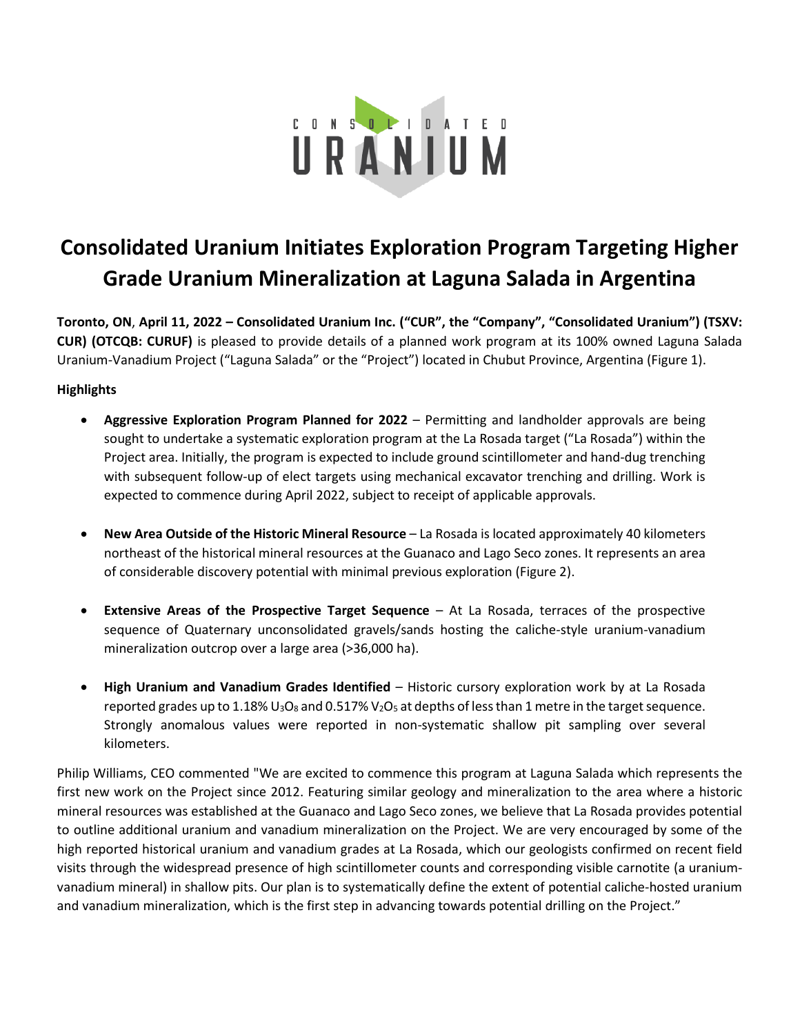# Consolidated Uranium Initiates Exploration Program Targeting Higher Grade Uranium Mineralization at Laguna Salada in Argentina

**Toronto, ON, April 11, 2022 – Consolidated Uranium Inc. ("CUR", the "Company", "Consolidated Uranium") (TSXV: CUR) (OTCQB: CURUF)** is pleased to provide details of a planned work program at its 100% owned Laguna Salada Uranium-Vanadium Project ("Laguna Salada" or the "Project") located in Chubut Province, Argentina (Figure 1).

**Highlights**

- **Aggressive Exploration Program Planned for 2022** – Permitting and landholder approvals are being sought to undertake a systematic exploration program at the La Rosada target ("La Rosada") within the Project area. Initially, the program is expected to include ground scintillometer and hand-dug trenching with subsequent follow-up of elect targets using mechanical excavator trenching and drilling. Work is expected to commence during April 2022, subject to receipt of applicable approvals.

- **New Area Outside of the Historic Mineral Resource** – La Rosada is located approximately 40 kilometers northeast of the historical mineral resources at the Guanaco and Lago Seco zones. It represents an area of considerable discovery potential with minimal previous exploration (Figure 2).

- **Extensive Areas of the Prospective Target Sequence** – At La Rosada, terraces of the prospective sequence of Quaternary unconsolidated gravels/sands hosting the caliche-style uranium-vanadium mineralization outcrop over a large area (>36,000 ha).

- **High Uranium and Vanadium Grades Identified** – Historic cursory exploration work by at La Rosada reported grades up to 1.18% $U_3O_8$ and 0.517% $V_2O_5$ at depths of less than 1 metre in the target sequence. Strongly anomalous values were reported in non-systematic shallow pit sampling over several kilometers.

Philip Williams, CEO commented "We are excited to commence this program at Laguna Salada which represents the first new work on the Project since 2012. Featuring similar geology and mineralization to the area where a historic mineral resources was established at the Guanaco and Lago Seco zones, we believe that La Rosada provides potential to outline additional uranium and vanadium mineralization on the Project. We are very encouraged by some of the high reported historical uranium and vanadium grades at La Rosada, which our geologists confirmed on recent field visits through the widespread presence of high scintillometer counts and corresponding visible carnotite (a uranium-vanadium mineral) in shallow pits. Our plan is to systematically define the extent of potential caliche-hosted uranium and vanadium mineralization, which is the first step in advancing towards potential drilling on the Project."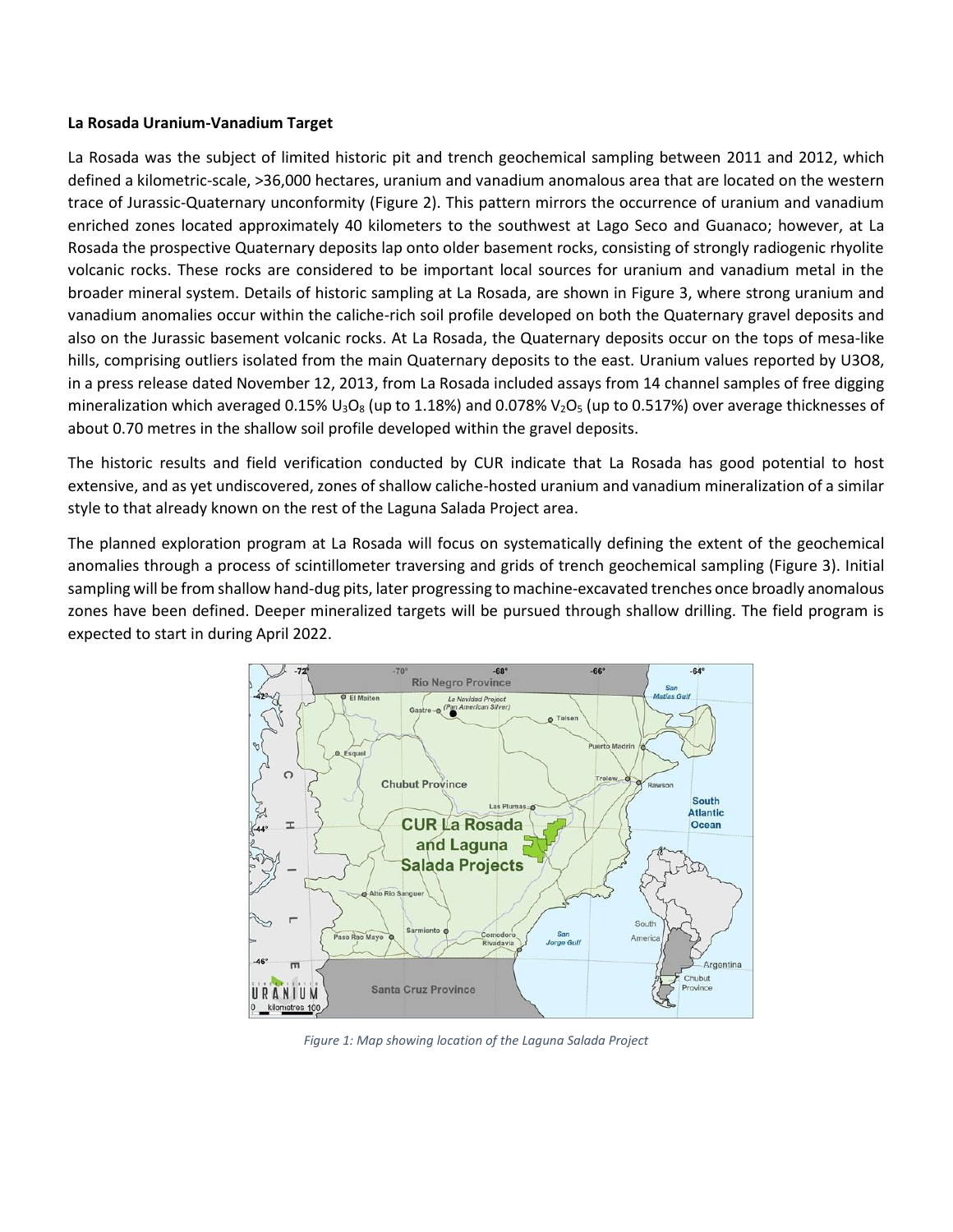**La Rosada Uranium-Vanadium Target**

La Rosada was the subject of limited historic pit and trench geochemical sampling between 2011 and 2012, which defined a kilometric-scale, >36,000 hectares, uranium and vanadium anomalous area that are located on the western trace of Jurassic-Quaternary unconformity (Figure 2). This pattern mirrors the occurrence of uranium and vanadium enriched zones located approximately 40 kilometers to the southwest at Lago Seco and Guanaco; however, at La Rosada the prospective Quaternary deposits lap onto older basement rocks, consisting of strongly radiogenic rhyolite volcanic rocks. These rocks are considered to be important local sources for uranium and vanadium metal in the broader mineral system. Details of historic sampling at La Rosada, are shown in Figure 3, where strong uranium and vanadium anomalies occur within the caliche-rich soil profile developed on both the Quaternary gravel deposits and also on the Jurassic basement volcanic rocks. At La Rosada, the Quaternary deposits occur on the tops of mesa-like hills, comprising outliers isolated from the main Quaternary deposits to the east. Uranium values reported by U3O8, in a press release dated November 12, 2013, from La Rosada included assays from 14 channel samples of free digging mineralization which averaged 0.15% $U_3O_8$ (up to 1.18%) and 0.078% $V_2O_5$ (up to 0.517%) over average thicknesses of about 0.70 metres in the shallow soil profile developed within the gravel deposits.

The historic results and field verification conducted by CUR indicate that La Rosada has good potential to host extensive, and as yet undiscovered, zones of shallow caliche-hosted uranium and vanadium mineralization of a similar style to that already known on the rest of the Laguna Salada Project area.

The planned exploration program at La Rosada will focus on systematically defining the extent of the geochemical anomalies through a process of scintillometer traversing and grids of trench geochemical sampling (Figure 3). Initial sampling will be from shallow hand-dug pits, later progressing to machine-excavated trenches once broadly anomalous zones have been defined. Deeper mineralized targets will be pursued through shallow drilling. The field program is expected to start in during April 2022.

*Figure 1: Map showing location of the Laguna Salada Project*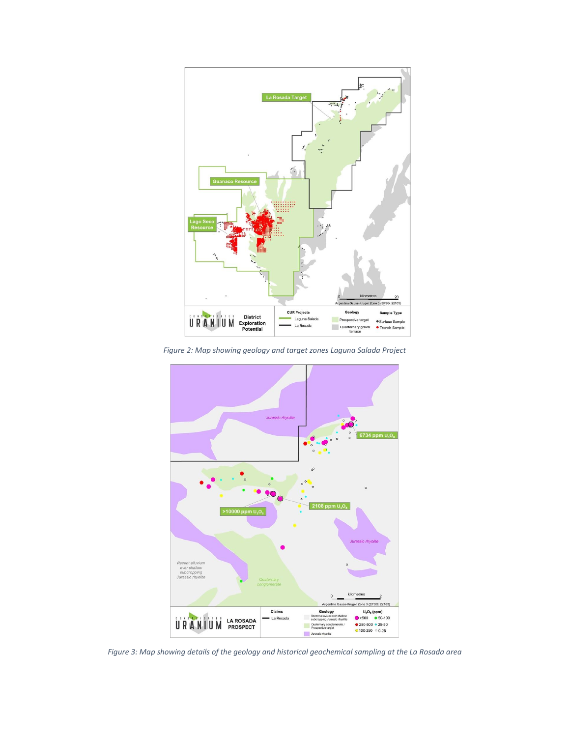*Figure 2: Map showing geology and target zones Laguna Salada Project*

*Figure 3: Map showing details of the geology and historical geochemical sampling at the La Rosada area*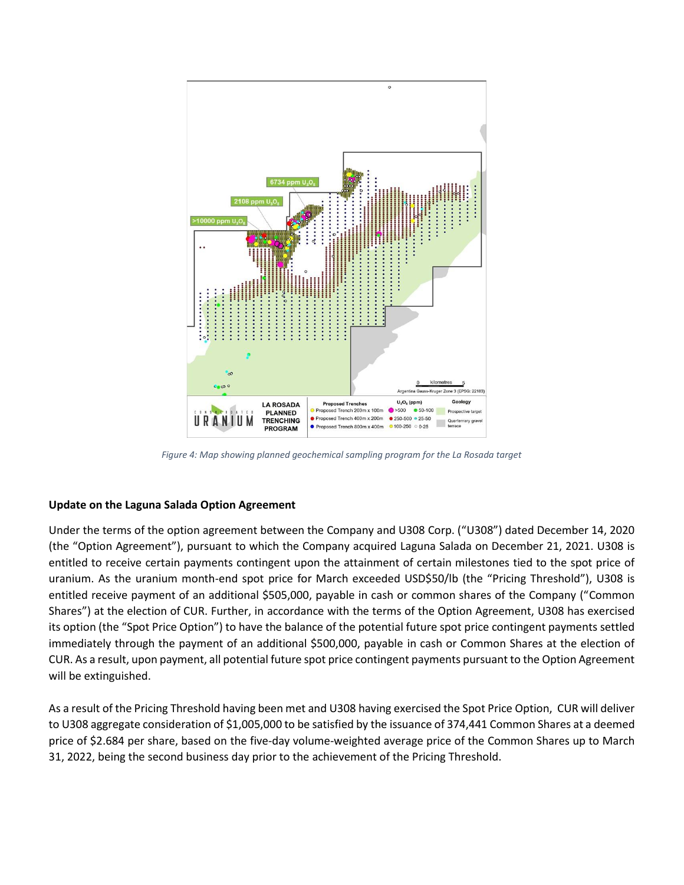*Figure 4: Map showing planned geochemical sampling program for the La Rosada target*

**Update on the Laguna Salada Option Agreement**

Under the terms of the option agreement between the Company and U308 Corp. ("U308") dated December 14, 2020 (the "Option Agreement"), pursuant to which the Company acquired Laguna Salada on December 21, 2021. U308 is entitled to receive certain payments contingent upon the attainment of certain milestones tied to the spot price of uranium. As the uranium month-end spot price for March exceeded USD$50/lb (the "Pricing Threshold"), U308 is entitled receive payment of an additional $505,000, payable in cash or common shares of the Company ("Common Shares") at the election of CUR. Further, in accordance with the terms of the Option Agreement, U308 has exercised its option (the "Spot Price Option") to have the balance of the potential future spot price contingent payments settled immediately through the payment of an additional $500,000, payable in cash or Common Shares at the election of CUR. As a result, upon payment, all potential future spot price contingent payments pursuant to the Option Agreement will be extinguished.

As a result of the Pricing Threshold having been met and U308 having exercised the Spot Price Option, CUR will deliver to U308 aggregate consideration of $1,005,000 to be satisfied by the issuance of 374,441 Common Shares at a deemed price of $2.684 per share, based on the five-day volume-weighted average price of the Common Shares up to March 31, 2022, being the second business day prior to the achievement of the Pricing Threshold.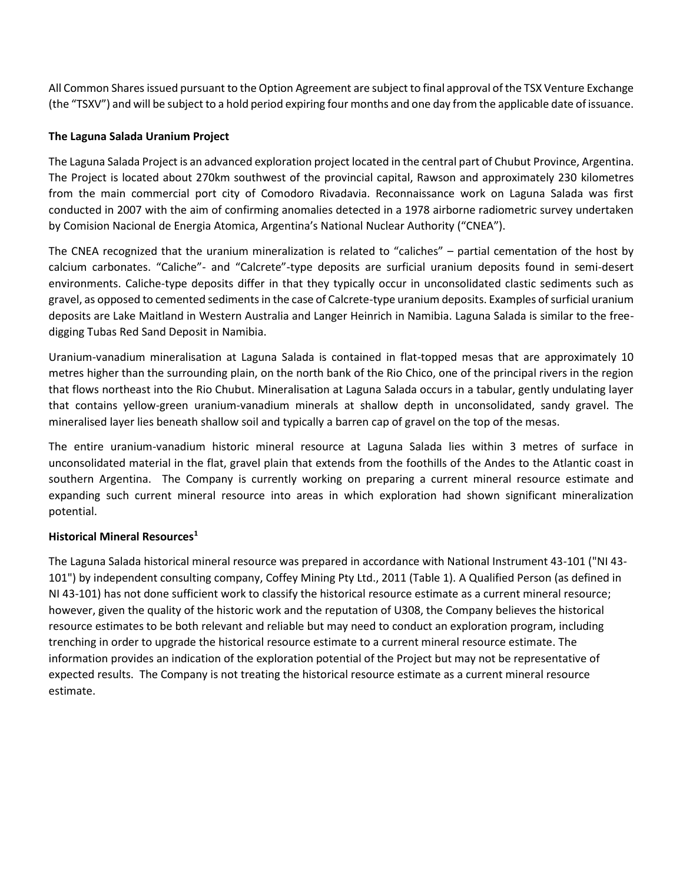All Common Shares issued pursuant to the Option Agreement are subject to final approval of the TSX Venture Exchange (the "TSXV") and will be subject to a hold period expiring four months and one day from the applicable date of issuance.

**The Laguna Salada Uranium Project**

The Laguna Salada Project is an advanced exploration project located in the central part of Chubut Province, Argentina. The Project is located about 270km southwest of the provincial capital, Rawson and approximately 230 kilometres from the main commercial port city of Comodoro Rivadavia. Reconnaissance work on Laguna Salada was first conducted in 2007 with the aim of confirming anomalies detected in a 1978 airborne radiometric survey undertaken by Comision Nacional de Energia Atomica, Argentina's National Nuclear Authority ("CNEA").

The CNEA recognized that the uranium mineralization is related to "caliches" – partial cementation of the host by calcium carbonates. "Caliche"- and "Calcrete"-type deposits are surficial uranium deposits found in semi-desert environments. Caliche-type deposits differ in that they typically occur in unconsolidated clastic sediments such as gravel, as opposed to cemented sediments in the case of Calcrete-type uranium deposits. Examples of surficial uranium deposits are Lake Maitland in Western Australia and Langer Heinrich in Namibia. Laguna Salada is similar to the free-digging Tubas Red Sand Deposit in Namibia.

Uranium-vanadium mineralisation at Laguna Salada is contained in flat-topped mesas that are approximately 10 metres higher than the surrounding plain, on the north bank of the Rio Chico, one of the principal rivers in the region that flows northeast into the Rio Chubut. Mineralisation at Laguna Salada occurs in a tabular, gently undulating layer that contains yellow-green uranium-vanadium minerals at shallow depth in unconsolidated, sandy gravel. The mineralised layer lies beneath shallow soil and typically a barren cap of gravel on the top of the mesas.

The entire uranium-vanadium historic mineral resource at Laguna Salada lies within 3 metres of surface in unconsolidated material in the flat, gravel plain that extends from the foothills of the Andes to the Atlantic coast in southern Argentina. The Company is currently working on preparing a current mineral resource estimate and expanding such current mineral resource into areas in which exploration had shown significant mineralization potential.

**Historical Mineral Resources[1]**

The Laguna Salada historical mineral resource was prepared in accordance with National Instrument 43-101 ("NI 43-101") by independent consulting company, Coffey Mining Pty Ltd., 2011 (Table 1). A Qualified Person (as defined in NI 43-101) has not done sufficient work to classify the historical resource estimate as a current mineral resource; however, given the quality of the historic work and the reputation of U308, the Company believes the historical resource estimates to be both relevant and reliable but may need to conduct an exploration program, including trenching in order to upgrade the historical resource estimate to a current mineral resource estimate. The information provides an indication of the exploration potential of the Project but may not be representative of expected results. The Company is not treating the historical resource estimate as a current mineral resource estimate.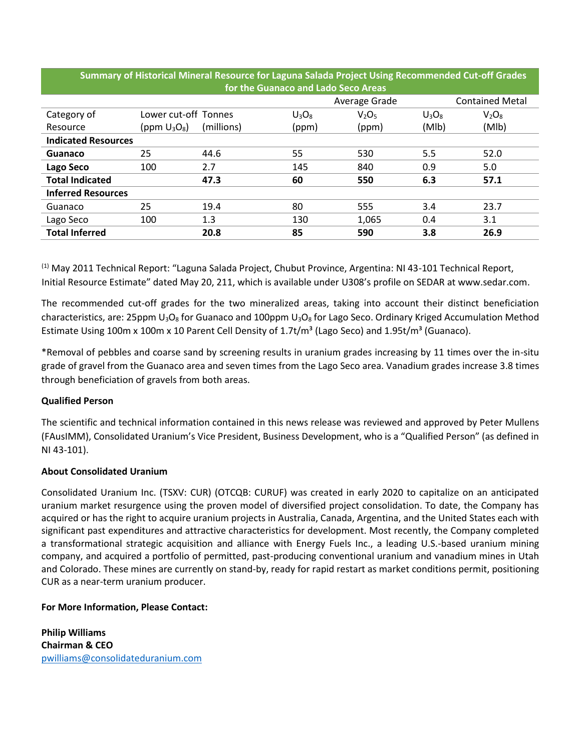| Summary of Historical Mineral Resource for Laguna Salada Project Using Recommended Cut-off Grades for the Guanaco and Lado Seco Areas | | | | | | |
|---|---|---|---|---|---|---|
| | | | Average Grade | | Contained Metal | |
| Category of Resource | Lower cut-off ($ppm\ U_3O_8$) | Tonnes (millions) | $U_3O_8$ (ppm) | $V_2O_5$ (ppm) | $U_3O_8$ (Mlb) | $V_2O_8$ (Mlb) |
| **Indicated Resources** | | | | | | |
| **Guanaco** | 25 | 44.6 | 55 | 530 | 5.5 | 52.0 |
| **Lago Seco** | 100 | 2.7 | 145 | 840 | 0.9 | 5.0 |
| **Total Indicated** | | **47.3** | **60** | **550** | **6.3** | **57.1** |
| **Inferred Resources** | | | | | | |
| Guanaco | 25 | 19.4 | 80 | 555 | 3.4 | 23.7 |
| Lago Seco | 100 | 1.3 | 130 | 1,065 | 0.4 | 3.1 |
| **Total Inferred** | | **20.8** | **85** | **590** | **3.8** | **26.9** |

[1] May 2011 Technical Report: "Laguna Salada Project, Chubut Province, Argentina: NI 43-101 Technical Report, Initial Resource Estimate" dated May 20, 211, which is available under U308's profile on SEDAR at www.sedar.com.

The recommended cut-off grades for the two mineralized areas, taking into account their distinct beneficiation characteristics, are: 25ppm $U_3O_8$ for Guanaco and 100ppm $U_3O_8$ for Lago Seco. Ordinary Kriged Accumulation Method Estimate Using 100m x 100m x 10 Parent Cell Density of 1.7t/m³ (Lago Seco) and 1.95t/m³ (Guanaco).

*Removal of pebbles and coarse sand by screening results in uranium grades increasing by 11 times over the in-situ grade of gravel from the Guanaco area and seven times from the Lago Seco area. Vanadium grades increase 3.8 times through beneficiation of gravels from both areas.

**Qualified Person**

The scientific and technical information contained in this news release was reviewed and approved by Peter Mullens (FAusIMM), Consolidated Uranium's Vice President, Business Development, who is a "Qualified Person" (as defined in NI 43-101).

**About Consolidated Uranium**

Consolidated Uranium Inc. (TSXV: CUR) (OTCQB: CURUF) was created in early 2020 to capitalize on an anticipated uranium market resurgence using the proven model of diversified project consolidation. To date, the Company has acquired or has the right to acquire uranium projects in Australia, Canada, Argentina, and the United States each with significant past expenditures and attractive characteristics for development. Most recently, the Company completed a transformational strategic acquisition and alliance with Energy Fuels Inc., a leading U.S.-based uranium mining company, and acquired a portfolio of permitted, past-producing conventional uranium and vanadium mines in Utah and Colorado. These mines are currently on stand-by, ready for rapid restart as market conditions permit, positioning CUR as a near-term uranium producer.

**For More Information, Please Contact:**

**Philip Williams**
**Chairman & CEO**
pwilliams@consolidateduranium.com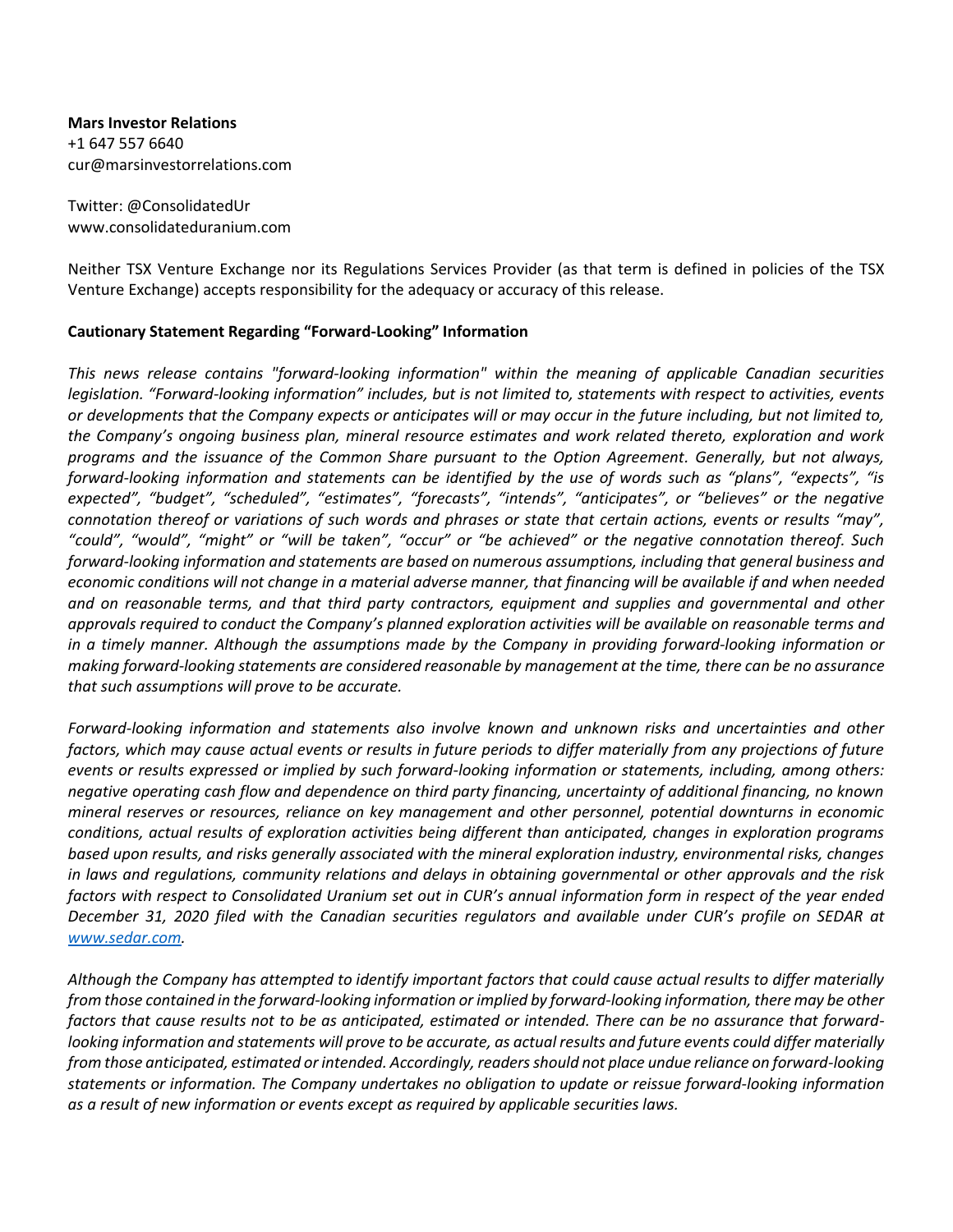**Mars Investor Relations**
+1 647 557 6640
cur@marsinvestorrelations.com

Twitter: @ConsolidatedUr
www.consolidateduranium.com

Neither TSX Venture Exchange nor its Regulations Services Provider (as that term is defined in policies of the TSX Venture Exchange) accepts responsibility for the adequacy or accuracy of this release.

**Cautionary Statement Regarding "Forward-Looking" Information**

*This news release contains "forward-looking information" within the meaning of applicable Canadian securities legislation. "Forward-looking information" includes, but is not limited to, statements with respect to activities, events or developments that the Company expects or anticipates will or may occur in the future including, but not limited to, the Company's ongoing business plan, mineral resource estimates and work related thereto, exploration and work programs and the issuance of the Common Share pursuant to the Option Agreement. Generally, but not always, forward-looking information and statements can be identified by the use of words such as "plans", "expects", "is expected", "budget", "scheduled", "estimates", "forecasts", "intends", "anticipates", or "believes" or the negative connotation thereof or variations of such words and phrases or state that certain actions, events or results "may", "could", "would", "might" or "will be taken", "occur" or "be achieved" or the negative connotation thereof. Such forward-looking information and statements are based on numerous assumptions, including that general business and economic conditions will not change in a material adverse manner, that financing will be available if and when needed and on reasonable terms, and that third party contractors, equipment and supplies and governmental and other approvals required to conduct the Company's planned exploration activities will be available on reasonable terms and in a timely manner. Although the assumptions made by the Company in providing forward-looking information or making forward-looking statements are considered reasonable by management at the time, there can be no assurance that such assumptions will prove to be accurate.*

*Forward-looking information and statements also involve known and unknown risks and uncertainties and other factors, which may cause actual events or results in future periods to differ materially from any projections of future events or results expressed or implied by such forward-looking information or statements, including, among others: negative operating cash flow and dependence on third party financing, uncertainty of additional financing, no known mineral reserves or resources, reliance on key management and other personnel, potential downturns in economic conditions, actual results of exploration activities being different than anticipated, changes in exploration programs based upon results, and risks generally associated with the mineral exploration industry, environmental risks, changes in laws and regulations, community relations and delays in obtaining governmental or other approvals and the risk factors with respect to Consolidated Uranium set out in CUR's annual information form in respect of the year ended December 31, 2020 filed with the Canadian securities regulators and available under CUR's profile on SEDAR at [www.sedar.com](http://www.sedar.com).*

*Although the Company has attempted to identify important factors that could cause actual results to differ materially from those contained in the forward-looking information or implied by forward-looking information, there may be other factors that cause results not to be as anticipated, estimated or intended. There can be no assurance that forward-looking information and statements will prove to be accurate, as actual results and future events could differ materially from those anticipated, estimated or intended. Accordingly, readers should not place undue reliance on forward-looking statements or information. The Company undertakes no obligation to update or reissue forward-looking information as a result of new information or events except as required by applicable securities laws.*